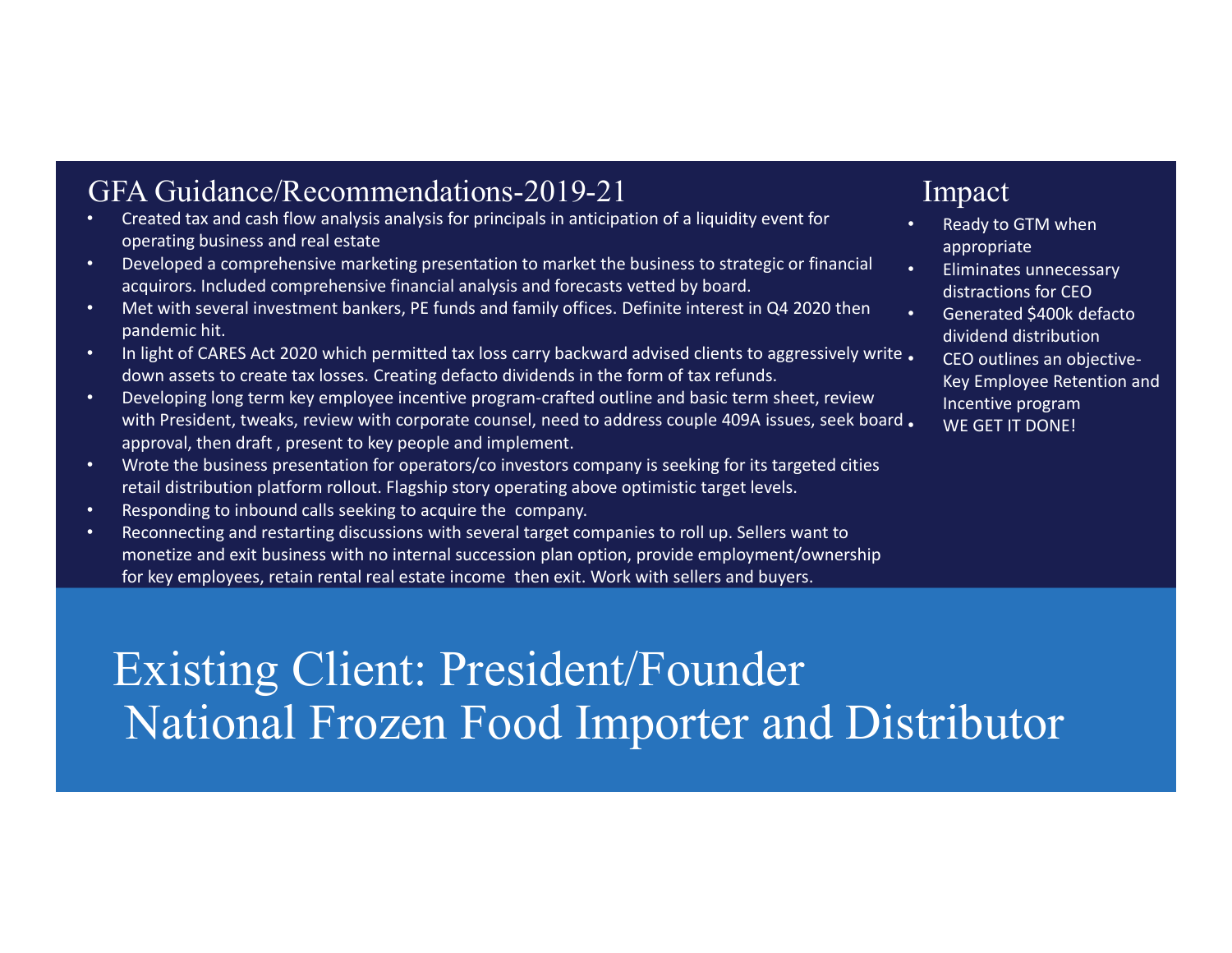## GFA Guidance/Recommendations-2019-21

- Created tax and cash flow analysis analysis for principals in anticipation of a liquidity event for operating business and real estate
- Developed a comprehensive marketing presentation to market the business to strategic or financial acquirors. Included comprehensive financial analysis and forecasts vetted by board.
- Met with several investment bankers, PE funds and family offices. Definite interest in Q4 2020 then pandemic hit.
- In light of CARES Act 2020 which permitted tax loss carry backward advised clients to aggressively write down assets to create tax losses. Creating defacto dividends in the form of tax refunds.
- Developing long term key employee incentive program-crafted outline and basic term sheet, review with President, tweaks, review with corporate counsel, need to address couple 409A issues, seek board approval, then draft , present to key people and implement.
- Wrote the business presentation for operators/co investors company is seeking for its targeted cities retail distribution platform rollout. Flagship story operating above optimistic target levels.
- Responding to inbound calls seeking to acquire the company.
- Reconnecting and restarting discussions with several target companies to roll up. Sellers want to monetize and exit business with no internal succession plan option, provide employment/ownership for key employees, retain rental real estate income then exit. Work with sellers and buyers.

## Impact

- Ready to GTM when appropriate
- Eliminates unnecessary distractions for CEO
- Generated $400k defacto dividend distribution
- CEO outlines an objective-Key Employee Retention and Incentive program
- WE GET IT DONE!

# Existing Client: President/Founder National Frozen Food Importer and Distributor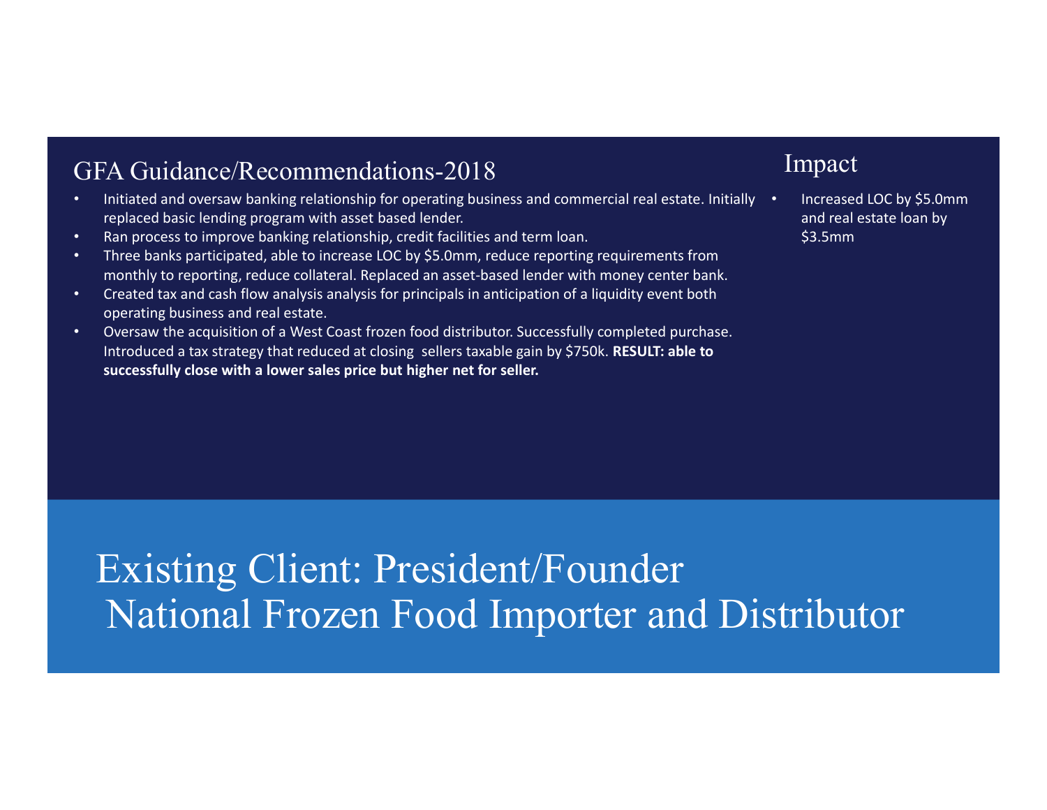## GFA Guidance/Recommendations-2018

- Initiated and oversaw banking relationship for operating business and commercial real estate. Initially replaced basic lending program with asset based lender.
- Ran process to improve banking relationship, credit facilities and term loan.
- Three banks participated, able to increase LOC by $5.0mm, reduce reporting requirements from monthly to reporting, reduce collateral. Replaced an asset-based lender with money center bank.
- Created tax and cash flow analysis analysis for principals in anticipation of a liquidity event both operating business and real estate.
- Oversaw the acquisition of a West Coast frozen food distributor. Successfully completed purchase. Introduced a tax strategy that reduced at closing sellers taxable gain by $750k. **RESULT: able to successfully close with a lower sales price but higher net for seller.**

## Impact

- Increased LOC by $5.0mm and real estate loan by $3.5mm

# Existing Client: President/Founder National Frozen Food Importer and Distributor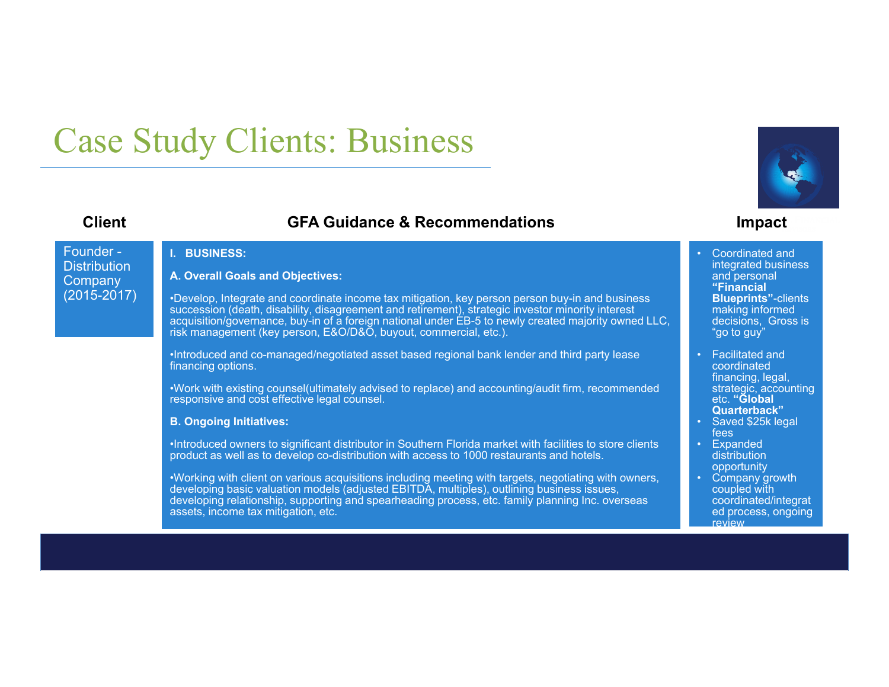# Case Study Clients: Business

| Client | GFA Guidance & Recommendations | Impact |
|---|---|---|
| Founder - Distribution Company (2015-2017) | **I. BUSINESS:**<br><br>**A. Overall Goals and Objectives:**<br><br>•Develop, Integrate and coordinate income tax mitigation, key person person buy-in and business succession (death, disability, disagreement and retirement), strategic investor minority interest acquisition/governance, buy-in of a foreign national under EB-5 to newly created majority owned LLC, risk management (key person, E&O/D&O, buyout, commercial, etc.).<br><br>•Introduced and co-managed/negotiated asset based regional bank lender and third party lease financing options.<br><br>•Work with existing counsel(ultimately advised to replace) and accounting/audit firm, recommended responsive and cost effective legal counsel.<br><br>**B. Ongoing Initiatives:**<br><br>•Introduced owners to significant distributor in Southern Florida market with facilities to store clients product as well as to develop co-distribution with access to 1000 restaurants and hotels.<br><br>•Working with client on various acquisitions including meeting with targets, negotiating with owners, developing basic valuation models (adjusted EBITDA, multiples), outlining business issues, developing relationship, supporting and spearheading process, etc. family planning Inc. overseas assets, income tax mitigation, etc. | • Coordinated and integrated business and personal **"Financial Blueprints"**-clients making informed decisions, Gross is "go to guy"<br><br>• Facilitated and coordinated financing, legal, strategic, accounting etc. **"Global Quarterback"**<br>• Saved $25k legal fees<br>• Expanded distribution opportunity<br>• Company growth coupled with coordinated/integrated process, ongoing review |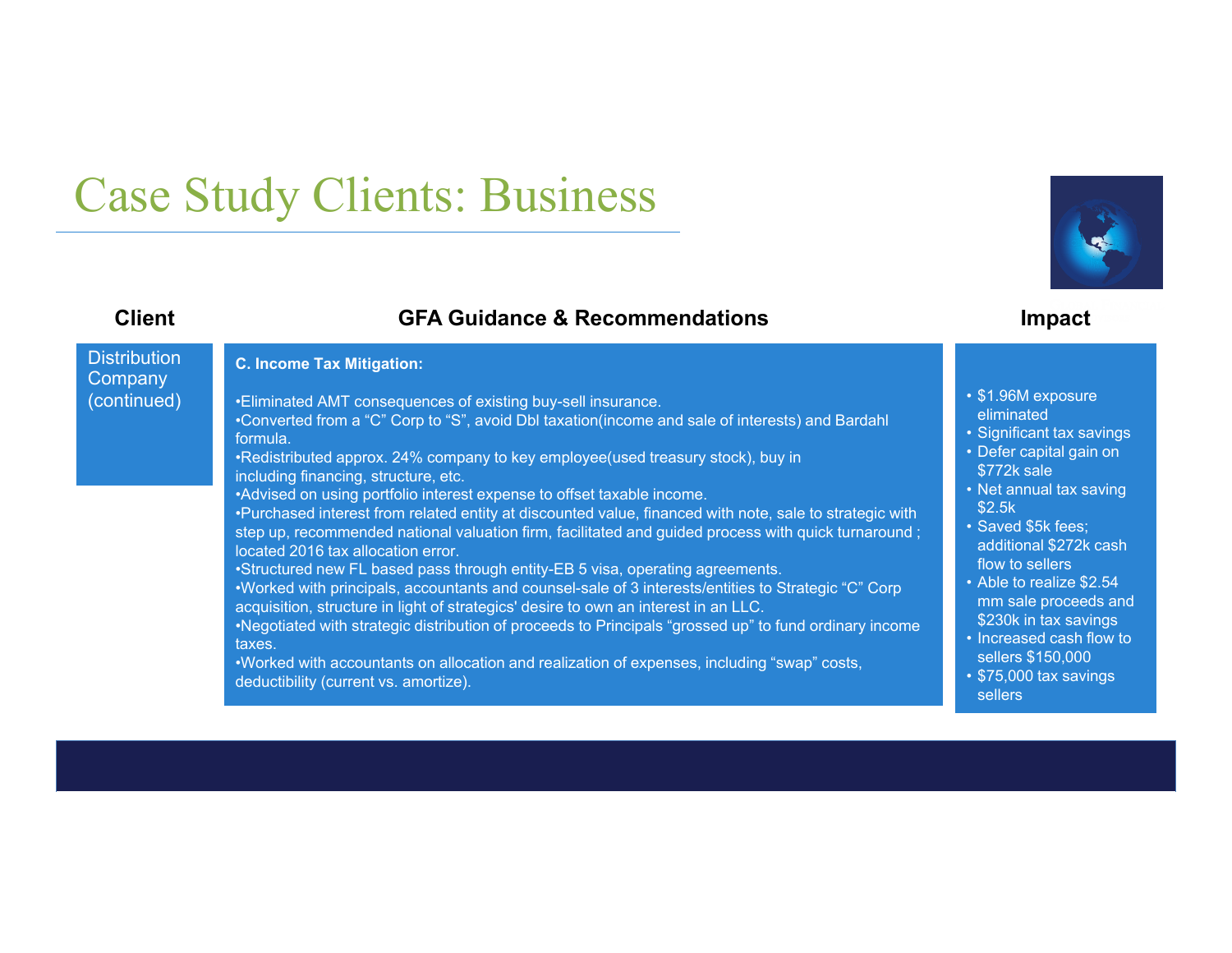# Case Study Clients: Business

| Client | GFA Guidance & Recommendations | Impact |
| --- | --- | --- |
| Distribution Company (continued) | **C. Income Tax Mitigation:**<br><br>•Eliminated AMT consequences of existing buy-sell insurance.<br>•Converted from a "C" Corp to "S", avoid Dbl taxation(income and sale of interests) and Bardahl formula.<br>•Redistributed approx. 24% company to key employee(used treasury stock), buy in including financing, structure, etc.<br>•Advised on using portfolio interest expense to offset taxable income.<br>•Purchased interest from related entity at discounted value, financed with note, sale to strategic with step up, recommended national valuation firm, facilitated and guided process with quick turnaround ; located 2016 tax allocation error.<br>•Structured new FL based pass through entity-EB 5 visa, operating agreements.<br>•Worked with principals, accountants and counsel-sale of 3 interests/entities to Strategic "C" Corp acquisition, structure in light of strategics' desire to own an interest in an LLC.<br>•Negotiated with strategic distribution of proceeds to Principals "grossed up" to fund ordinary income taxes.<br>•Worked with accountants on allocation and realization of expenses, including "swap" costs, deductibility (current vs. amortize). | • $1.96M exposure eliminated<br>• Significant tax savings<br>• Defer capital gain on $772k sale<br>• Net annual tax saving $2.5k<br>• Saved $5k fees; additional $272k cash flow to sellers<br>• Able to realize $2.54 mm sale proceeds and $230k in tax savings<br>• Increased cash flow to sellers $150,000<br>• $75,000 tax savings sellers |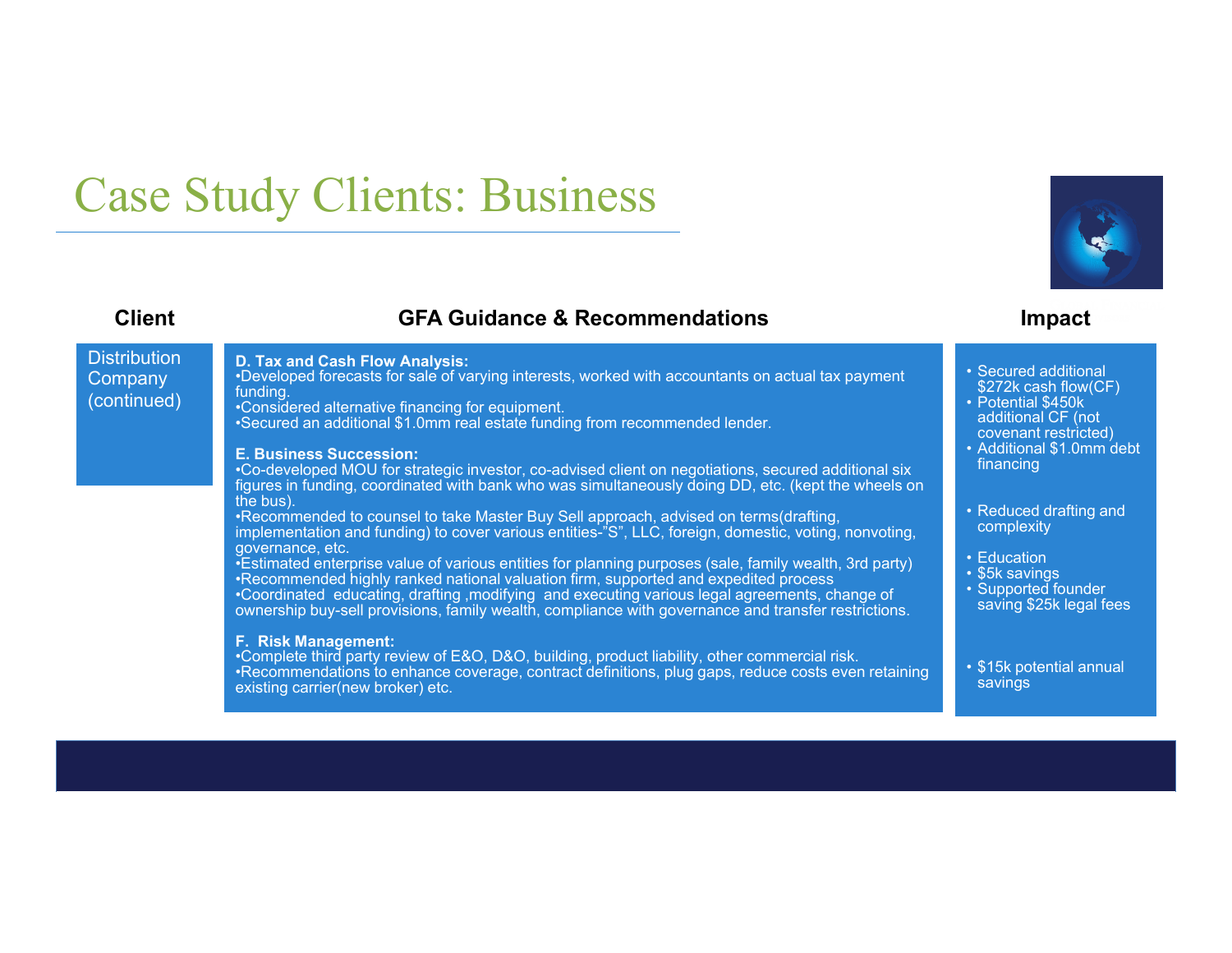# Case Study Clients: Business

| Client | GFA Guidance & Recommendations | Impact |
|---|---|---|
| Distribution Company (continued) | **D. Tax and Cash Flow Analysis:**<br>•Developed forecasts for sale of varying interests, worked with accountants on actual tax payment funding.<br>•Considered alternative financing for equipment.<br>•Secured an additional $1.0mm real estate funding from recommended lender. | • Secured additional $272k cash flow(CF)<br>• Potential $450k additional CF (not covenant restricted)<br>• Additional $1.0mm debt financing |
| | **E. Business Succession:**<br>•Co-developed MOU for strategic investor, co-advised client on negotiations, secured additional six figures in funding, coordinated with bank who was simultaneously doing DD, etc. (kept the wheels on the bus).<br>•Recommended to counsel to take Master Buy Sell approach, advised on terms(drafting, implementation and funding) to cover various entities-"S", LLC, foreign, domestic, voting, nonvoting, governance, etc.<br>•Estimated enterprise value of various entities for planning purposes (sale, family wealth, 3rd party)<br>•Recommended highly ranked national valuation firm, supported and expedited process<br>•Coordinated educating, drafting ,modifying and executing various legal agreements, change of ownership buy-sell provisions, family wealth, compliance with governance and transfer restrictions. | • Reduced drafting and complexity<br>• Education<br>• $5k savings<br>• Supported founder saving $25k legal fees |
| | **F. Risk Management:**<br>•Complete third party review of E&O, D&O, building, product liability, other commercial risk.<br>•Recommendations to enhance coverage, contract definitions, plug gaps, reduce costs even retaining existing carrier(new broker) etc. | • $15k potential annual savings |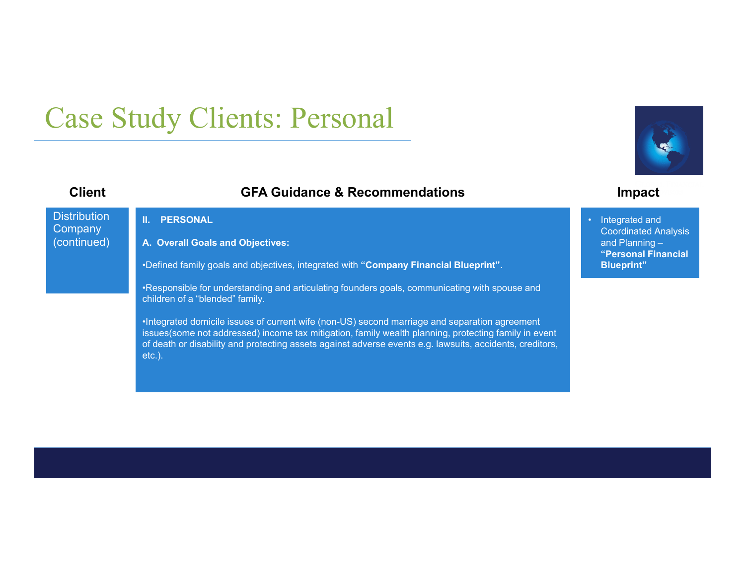# Case Study Clients: Personal

| Client | GFA Guidance & Recommendations | Impact |
| --- | --- | --- |
| Distribution Company (continued) | **II. PERSONAL**<br><br>**A. Overall Goals and Objectives:**<br><br>•Defined family goals and objectives, integrated with **"Company Financial Blueprint"**.<br><br>•Responsible for understanding and articulating founders goals, communicating with spouse and children of a "blended" family.<br><br>•Integrated domicile issues of current wife (non-US) second marriage and separation agreement issues(some not addressed) income tax mitigation, family wealth planning, protecting family in event of death or disability and protecting assets against adverse events e.g. lawsuits, accidents, creditors, etc.). | • Integrated and Coordinated Analysis and Planning – **"Personal Financial Blueprint"** |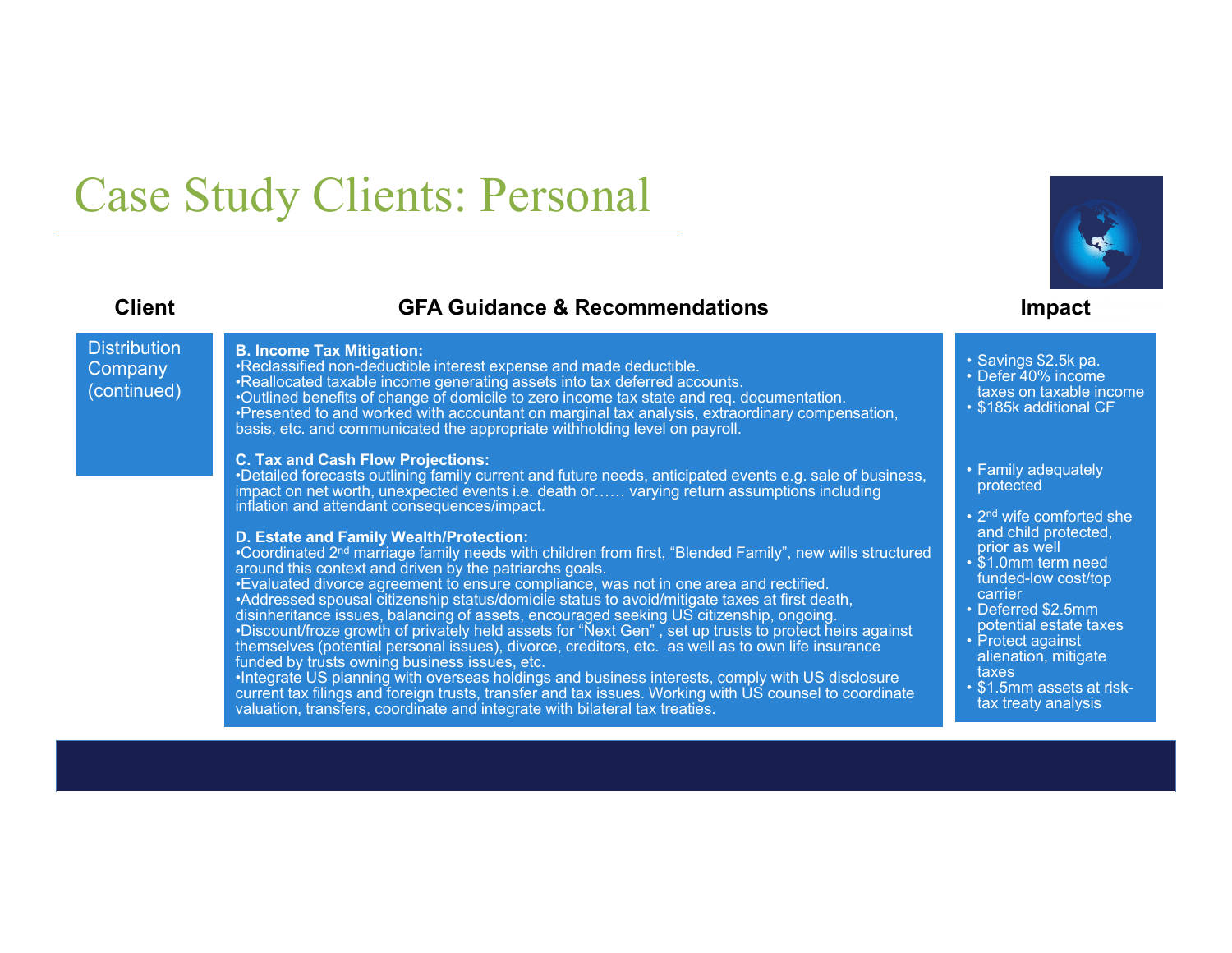# Case Study Clients: Personal

| Client | GFA Guidance & Recommendations | Impact |
|---|---|---|
| Distribution Company (continued) | **B. Income Tax Mitigation:**<br>•Reclassified non-deductible interest expense and made deductible.<br>•Reallocated taxable income generating assets into tax deferred accounts.<br>•Outlined benefits of change of domicile to zero income tax state and req. documentation.<br>•Presented to and worked with accountant on marginal tax analysis, extraordinary compensation, basis, etc. and communicated the appropriate withholding level on payroll. | • Savings $2.5k pa.<br>• Defer 40% income taxes on taxable income<br>• $185k additional CF |
| | **C. Tax and Cash Flow Projections:**<br>•Detailed forecasts outlining family current and future needs, anticipated events e.g. sale of business, impact on net worth, unexpected events i.e. death or…… varying return assumptions including inflation and attendant consequences/impact. | • Family adequately protected |
| | **D. Estate and Family Wealth/Protection:**<br>•Coordinated 2nd marriage family needs with children from first, "Blended Family", new wills structured around this context and driven by the patriarchs goals.<br>•Evaluated divorce agreement to ensure compliance, was not in one area and rectified.<br>•Addressed spousal citizenship status/domicile status to avoid/mitigate taxes at first death, disinheritance issues, balancing of assets, encouraged seeking US citizenship, ongoing.<br>•Discount/froze growth of privately held assets for "Next Gen" , set up trusts to protect heirs against themselves (potential personal issues), divorce, creditors, etc. as well as to own life insurance funded by trusts owning business issues, etc.<br>•Integrate US planning with overseas holdings and business interests, comply with US disclosure current tax filings and foreign trusts, transfer and tax issues. Working with US counsel to coordinate valuation, transfers, coordinate and integrate with bilateral tax treaties. | • 2nd wife comforted she and child protected, prior as well<br>• $1.0mm term need funded-low cost/top carrier<br>• Deferred $2.5mm potential estate taxes<br>• Protect against alienation, mitigate taxes<br>• $1.5mm assets at risk-tax treaty analysis |